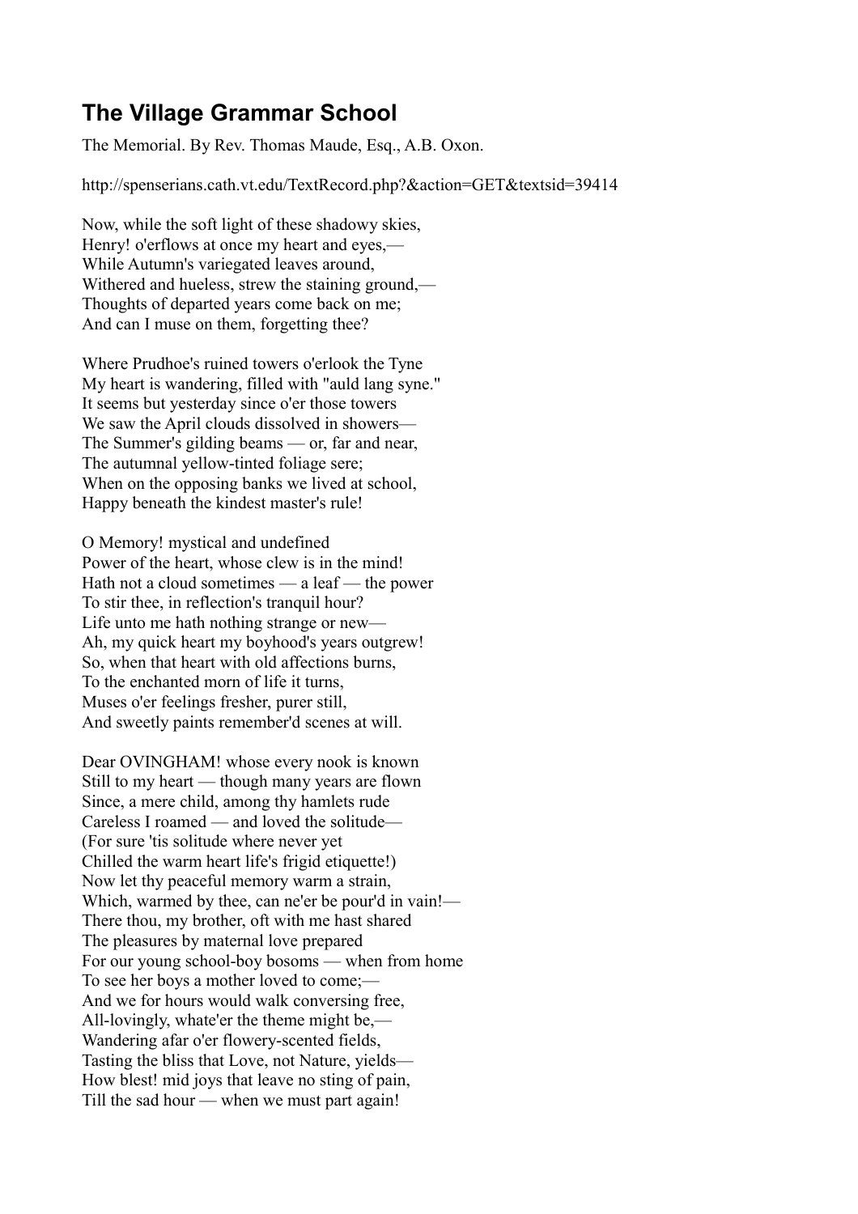# The Village Grammar School

The Memorial. By Rev. Thomas Maude, Esq., A.B. Oxon.

http://spenserians.cath.vt.edu/TextRecord.php?&action=GET&textsid=39414

Now, while the soft light of these shadowy skies,  
Henry! o'erflows at once my heart and eyes,—  
While Autumn's variegated leaves around,  
Withered and hueless, strew the staining ground,—  
Thoughts of departed years come back on me;  
And can I muse on them, forgetting thee?

Where Prudhoe's ruined towers o'erlook the Tyne  
My heart is wandering, filled with "auld lang syne."  
It seems but yesterday since o'er those towers  
We saw the April clouds dissolved in showers—  
The Summer's gilding beams — or, far and near,  
The autumnal yellow-tinted foliage sere;  
When on the opposing banks we lived at school,  
Happy beneath the kindest master's rule!

O Memory! mystical and undefined  
Power of the heart, whose clew is in the mind!  
Hath not a cloud sometimes — a leaf — the power  
To stir thee, in reflection's tranquil hour?  
Life unto me hath nothing strange or new—  
Ah, my quick heart my boyhood's years outgrew!  
So, when that heart with old affections burns,  
To the enchanted morn of life it turns,  
Muses o'er feelings fresher, purer still,  
And sweetly paints remember'd scenes at will.

Dear OVINGHAM! whose every nook is known  
Still to my heart — though many years are flown  
Since, a mere child, among thy hamlets rude  
Careless I roamed — and loved the solitude—  
(For sure 'tis solitude where never yet  
Chilled the warm heart life's frigid etiquette!)  
Now let thy peaceful memory warm a strain,  
Which, warmed by thee, can ne'er be pour'd in vain!—  
There thou, my brother, oft with me hast shared  
The pleasures by maternal love prepared  
For our young school-boy bosoms — when from home  
To see her boys a mother loved to come;—  
And we for hours would walk conversing free,  
All-lovingly, whate'er the theme might be,—  
Wandering afar o'er flowery-scented fields,  
Tasting the bliss that Love, not Nature, yields—  
How blest! mid joys that leave no sting of pain,  
Till the sad hour — when we must part again!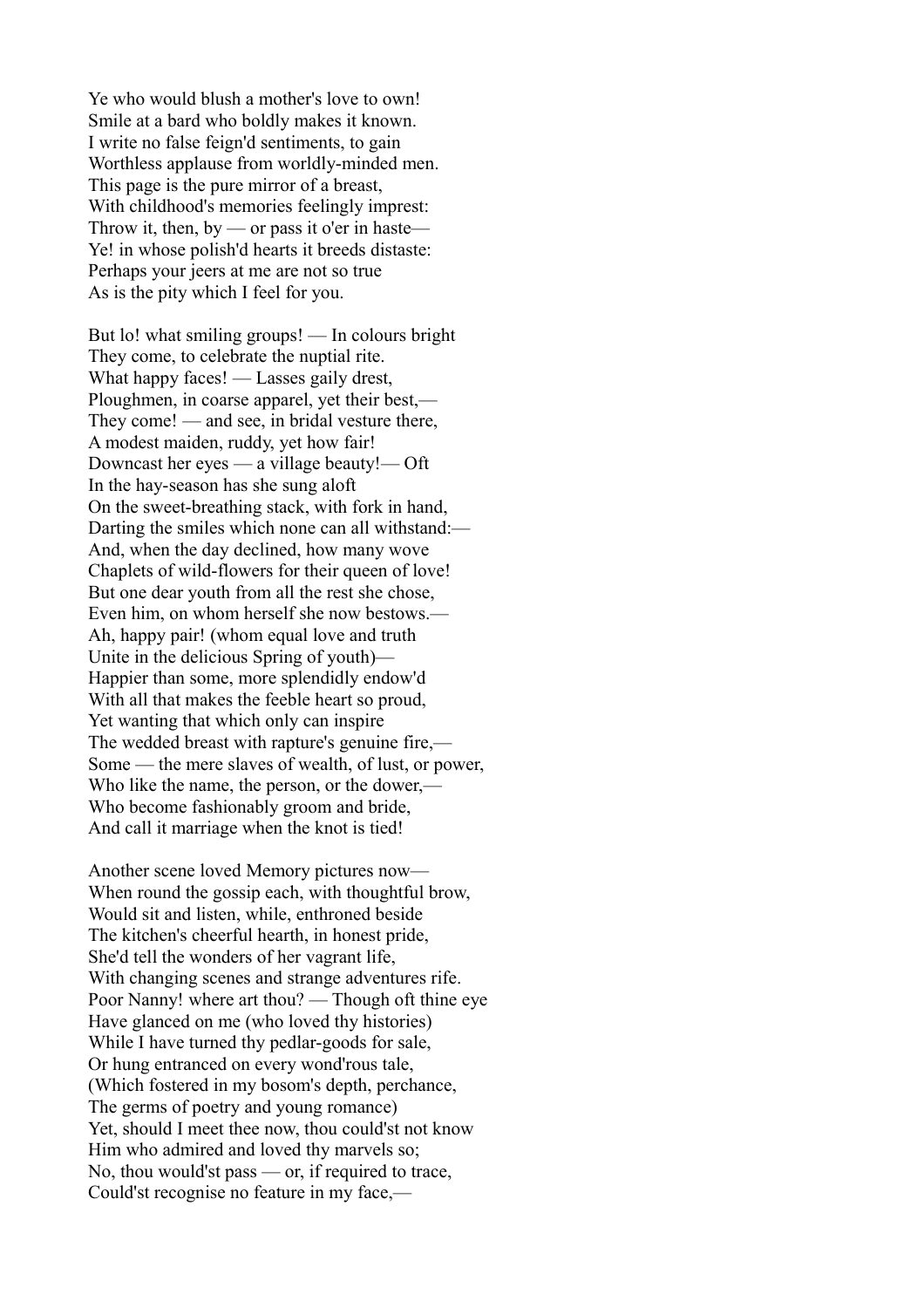Ye who would blush a mother's love to own!
Smile at a bard who boldly makes it known.
I write no false feign'd sentiments, to gain
Worthless applause from worldly-minded men.
This page is the pure mirror of a breast,
With childhood's memories feelingly imprest:
Throw it, then, by — or pass it o'er in haste—
Ye! in whose polish'd hearts it breeds distaste:
Perhaps your jeers at me are not so true
As is the pity which I feel for you.

But lo! what smiling groups! — In colours bright
They come, to celebrate the nuptial rite.
What happy faces! — Lasses gaily drest,
Ploughmen, in coarse apparel, yet their best,—
They come! — and see, in bridal vesture there,
A modest maiden, ruddy, yet how fair!
Downcast her eyes — a village beauty!— Oft
In the hay-season has she sung aloft
On the sweet-breathing stack, with fork in hand,
Darting the smiles which none can all withstand:—
And, when the day declined, how many wove
Chaplets of wild-flowers for their queen of love!
But one dear youth from all the rest she chose,
Even him, on whom herself she now bestows.—
Ah, happy pair! (whom equal love and truth
Unite in the delicious Spring of youth)—
Happier than some, more splendidly endow'd
With all that makes the feeble heart so proud,
Yet wanting that which only can inspire
The wedded breast with rapture's genuine fire,—
Some — the mere slaves of wealth, of lust, or power,
Who like the name, the person, or the dower,—
Who become fashionably groom and bride,
And call it marriage when the knot is tied!

Another scene loved Memory pictures now—
When round the gossip each, with thoughtful brow,
Would sit and listen, while, enthroned beside
The kitchen's cheerful hearth, in honest pride,
She'd tell the wonders of her vagrant life,
With changing scenes and strange adventures rife.
Poor Nanny! where art thou? — Though oft thine eye
Have glanced on me (who loved thy histories)
While I have turned thy pedlar-goods for sale,
Or hung entranced on every wond'rous tale,
(Which fostered in my bosom's depth, perchance,
The germs of poetry and young romance)
Yet, should I meet thee now, thou could'st not know
Him who admired and loved thy marvels so;
No, thou would'st pass — or, if required to trace,
Could'st recognise no feature in my face,—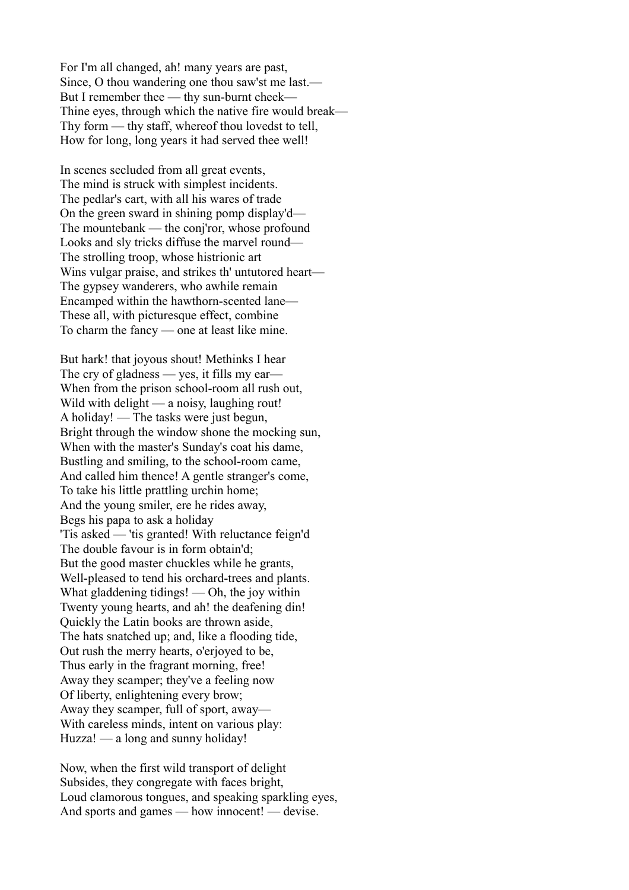For I'm all changed, ah! many years are past,
Since, O thou wandering one thou saw'st me last.—
But I remember thee — thy sun-burnt cheek—
Thine eyes, through which the native fire would break—
Thy form — thy staff, whereof thou lovedst to tell,
How for long, long years it had served thee well!

In scenes secluded from all great events,
The mind is struck with simplest incidents.
The pedlar's cart, with all his wares of trade
On the green sward in shining pomp display'd—
The mountebank — the conj'ror, whose profound
Looks and sly tricks diffuse the marvel round—
The strolling troop, whose histrionic art
Wins vulgar praise, and strikes th' untutored heart—
The gypsey wanderers, who awhile remain
Encamped within the hawthorn-scented lane—
These all, with picturesque effect, combine
To charm the fancy — one at least like mine.

But hark! that joyous shout! Methinks I hear
The cry of gladness — yes, it fills my ear—
When from the prison school-room all rush out,
Wild with delight — a noisy, laughing rout!
A holiday! — The tasks were just begun,
Bright through the window shone the mocking sun,
When with the master's Sunday's coat his dame,
Bustling and smiling, to the school-room came,
And called him thence! A gentle stranger's come,
To take his little prattling urchin home;
And the young smiler, ere he rides away,
Begs his papa to ask a holiday
'Tis asked — 'tis granted! With reluctance feign'd
The double favour is in form obtain'd;
But the good master chuckles while he grants,
Well-pleased to tend his orchard-trees and plants.
What gladdening tidings! — Oh, the joy within
Twenty young hearts, and ah! the deafening din!
Quickly the Latin books are thrown aside,
The hats snatched up; and, like a flooding tide,
Out rush the merry hearts, o'erjoyed to be,
Thus early in the fragrant morning, free!
Away they scamper; they've a feeling now
Of liberty, enlightening every brow;
Away they scamper, full of sport, away—
With careless minds, intent on various play:
Huzza! — a long and sunny holiday!

Now, when the first wild transport of delight
Subsides, they congregate with faces bright,
Loud clamorous tongues, and speaking sparkling eyes,
And sports and games — how innocent! — devise.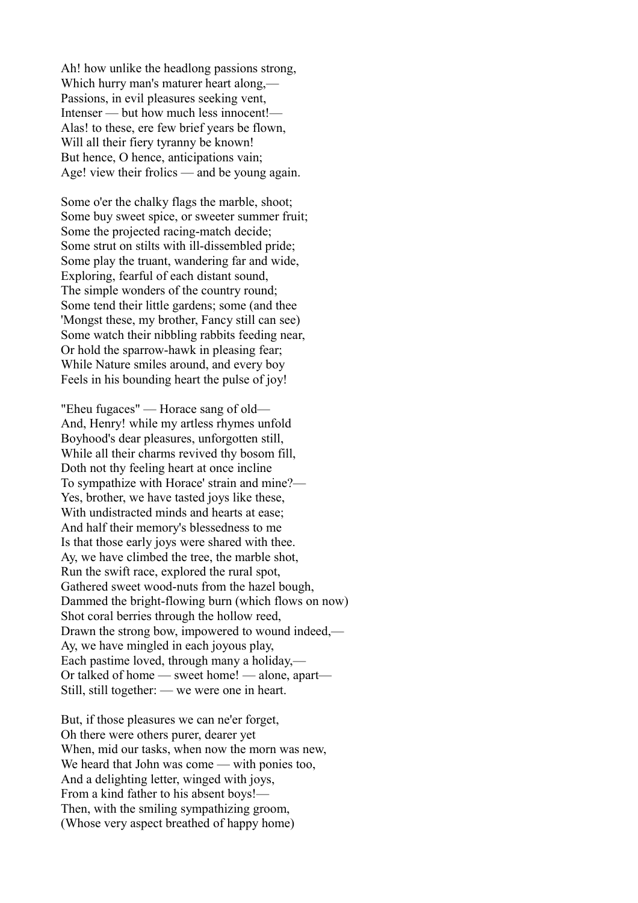Ah! how unlike the headlong passions strong,
Which hurry man's maturer heart along,—
Passions, in evil pleasures seeking vent,
Intenser — but how much less innocent!—
Alas! to these, ere few brief years be flown,
Will all their fiery tyranny be known!
But hence, O hence, anticipations vain;
Age! view their frolics — and be young again.

Some o'er the chalky flags the marble, shoot;
Some buy sweet spice, or sweeter summer fruit;
Some the projected racing-match decide;
Some strut on stilts with ill-dissembled pride;
Some play the truant, wandering far and wide,
Exploring, fearful of each distant sound,
The simple wonders of the country round;
Some tend their little gardens; some (and thee
'Mongst these, my brother, Fancy still can see)
Some watch their nibbling rabbits feeding near,
Or hold the sparrow-hawk in pleasing fear;
While Nature smiles around, and every boy
Feels in his bounding heart the pulse of joy!

"Eheu fugaces" — Horace sang of old—
And, Henry! while my artless rhymes unfold
Boyhood's dear pleasures, unforgotten still,
While all their charms revived thy bosom fill,
Doth not thy feeling heart at once incline
To sympathize with Horace' strain and mine?—
Yes, brother, we have tasted joys like these,
With undistracted minds and hearts at ease;
And half their memory's blessedness to me
Is that those early joys were shared with thee.
Ay, we have climbed the tree, the marble shot,
Run the swift race, explored the rural spot,
Gathered sweet wood-nuts from the hazel bough,
Dammed the bright-flowing burn (which flows on now)
Shot coral berries through the hollow reed,
Drawn the strong bow, impowered to wound indeed,—
Ay, we have mingled in each joyous play,
Each pastime loved, through many a holiday,—
Or talked of home — sweet home! — alone, apart—
Still, still together: — we were one in heart.

But, if those pleasures we can ne'er forget,
Oh there were others purer, dearer yet
When, mid our tasks, when now the morn was new,
We heard that John was come — with ponies too,
And a delighting letter, winged with joys,
From a kind father to his absent boys!—
Then, with the smiling sympathizing groom,
(Whose very aspect breathed of happy home)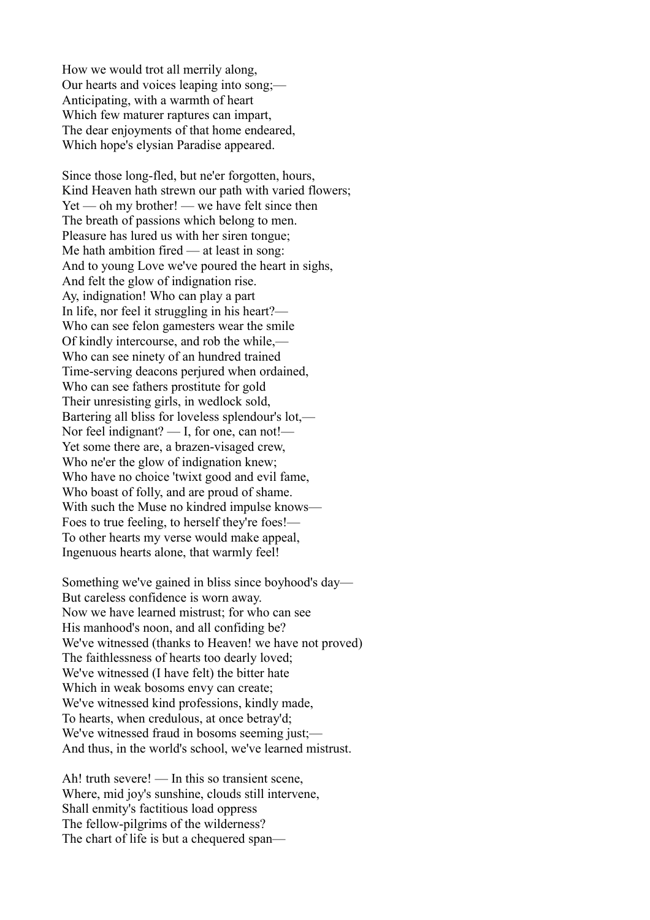How we would trot all merrily along,
Our hearts and voices leaping into song;—
Anticipating, with a warmth of heart
Which few maturer raptures can impart,
The dear enjoyments of that home endeared,
Which hope's elysian Paradise appeared.

Since those long-fled, but ne'er forgotten, hours,
Kind Heaven hath strewn our path with varied flowers;
Yet — oh my brother! — we have felt since then
The breath of passions which belong to men.
Pleasure has lured us with her siren tongue;
Me hath ambition fired — at least in song:
And to young Love we've poured the heart in sighs,
And felt the glow of indignation rise.
Ay, indignation! Who can play a part
In life, nor feel it struggling in his heart?—
Who can see felon gamesters wear the smile
Of kindly intercourse, and rob the while,—
Who can see ninety of an hundred trained
Time-serving deacons perjured when ordained,
Who can see fathers prostitute for gold
Their unresisting girls, in wedlock sold,
Bartering all bliss for loveless splendour's lot,—
Nor feel indignant? — I, for one, can not!—
Yet some there are, a brazen-visaged crew,
Who ne'er the glow of indignation knew;
Who have no choice 'twixt good and evil fame,
Who boast of folly, and are proud of shame.
With such the Muse no kindred impulse knows—
Foes to true feeling, to herself they're foes!—
To other hearts my verse would make appeal,
Ingenuous hearts alone, that warmly feel!

Something we've gained in bliss since boyhood's day—
But careless confidence is worn away.
Now we have learned mistrust; for who can see
His manhood's noon, and all confiding be?
We've witnessed (thanks to Heaven! we have not proved)
The faithlessness of hearts too dearly loved;
We've witnessed (I have felt) the bitter hate
Which in weak bosoms envy can create;
We've witnessed kind professions, kindly made,
To hearts, when credulous, at once betray'd;
We've witnessed fraud in bosoms seeming just;—
And thus, in the world's school, we've learned mistrust.

Ah! truth severe! — In this so transient scene,
Where, mid joy's sunshine, clouds still intervene,
Shall enmity's factitious load oppress
The fellow-pilgrims of the wilderness?
The chart of life is but a chequered span—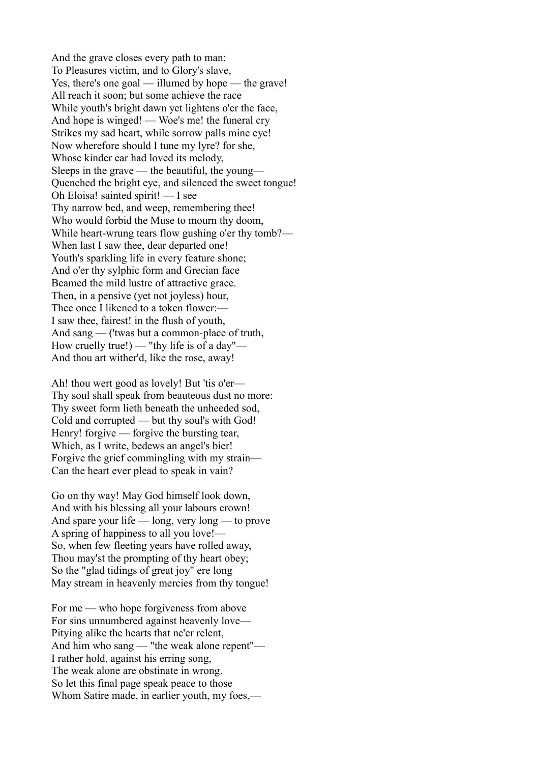And the grave closes every path to man:
To Pleasures victim, and to Glory's slave,
Yes, there's one goal — illumed by hope — the grave!
All reach it soon; but some achieve the race
While youth's bright dawn yet lightens o'er the face,
And hope is winged! — Woe's me! the funeral cry
Strikes my sad heart, while sorrow palls mine eye!
Now wherefore should I tune my lyre? for she,
Whose kinder ear had loved its melody,
Sleeps in the grave — the beautiful, the young—
Quenched the bright eye, and silenced the sweet tongue!
Oh Eloisa! sainted spirit! — I see
Thy narrow bed, and weep, remembering thee!
Who would forbid the Muse to mourn thy doom,
While heart-wrung tears flow gushing o'er thy tomb?—
When last I saw thee, dear departed one!
Youth's sparkling life in every feature shone;
And o'er thy sylphic form and Grecian face
Beamed the mild lustre of attractive grace.
Then, in a pensive (yet not joyless) hour,
Thee once I likened to a token flower:—
I saw thee, fairest! in the flush of youth,
And sang — ('twas but a common-place of truth,
How cruelly true!) — "thy life is of a day"—
And thou art wither'd, like the rose, away!

Ah! thou wert good as lovely! But 'tis o'er—
Thy soul shall speak from beauteous dust no more:
Thy sweet form lieth beneath the unheeded sod,
Cold and corrupted — but thy soul's with God!
Henry! forgive — forgive the bursting tear,
Which, as I write, bedews an angel's bier!
Forgive the grief commingling with my strain—
Can the heart ever plead to speak in vain?

Go on thy way! May God himself look down,
And with his blessing all your labours crown!
And spare your life — long, very long — to prove
A spring of happiness to all you love!—
So, when few fleeting years have rolled away,
Thou may'st the prompting of thy heart obey;
So the "glad tidings of great joy" ere long
May stream in heavenly mercies from thy tongue!

For me — who hope forgiveness from above
For sins unnumbered against heavenly love—
Pitying alike the hearts that ne'er relent,
And him who sang — "the weak alone repent"—
I rather hold, against his erring song,
The weak alone are obstinate in wrong.
So let this final page speak peace to those
Whom Satire made, in earlier youth, my foes,—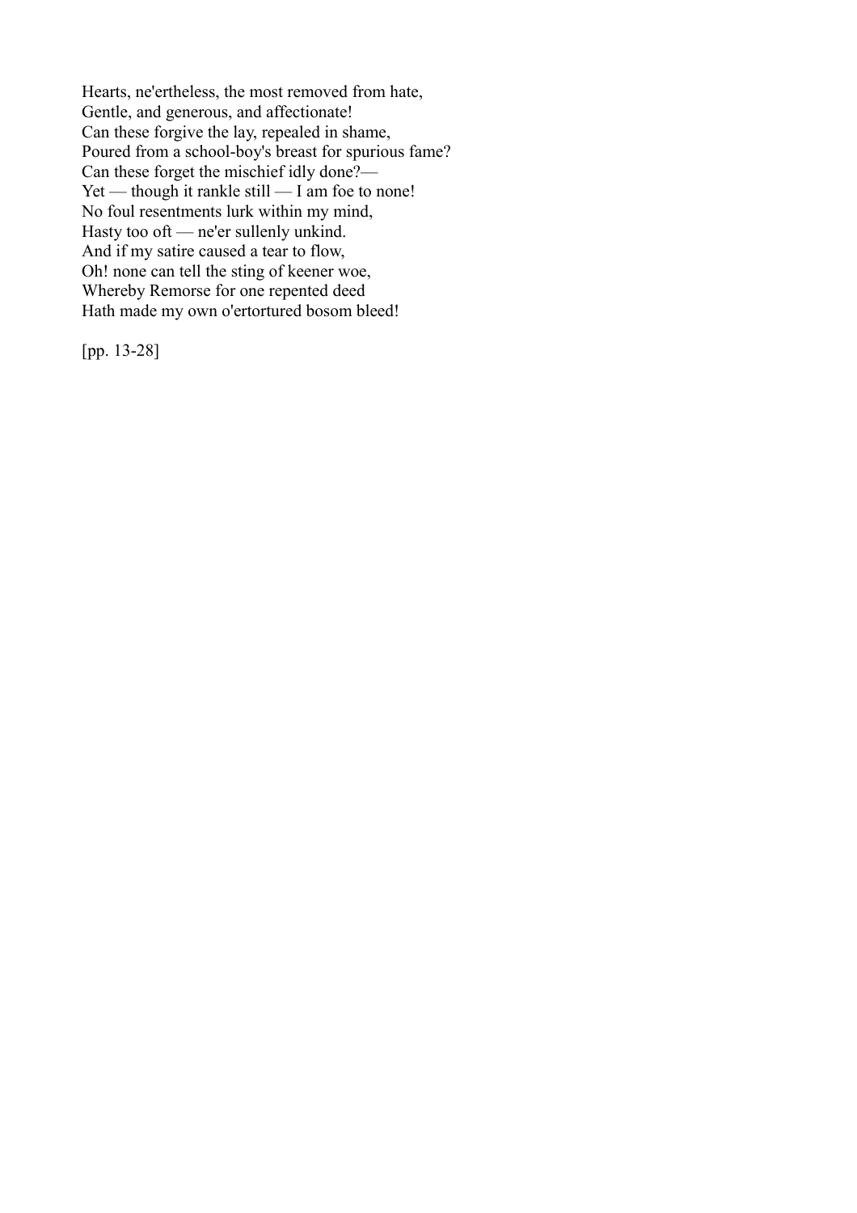Hearts, ne'ertheless, the most removed from hate,
Gentle, and generous, and affectionate!
Can these forgive the lay, repealed in shame,
Poured from a school-boy's breast for spurious fame?
Can these forget the mischief idly done?—
Yet — though it rankle still — I am foe to none!
No foul resentments lurk within my mind,
Hasty too oft — ne'er sullenly unkind.
And if my satire caused a tear to flow,
Oh! none can tell the sting of keener woe,
Whereby Remorse for one repented deed
Hath made my own o'ertortured bosom bleed!

[pp. 13-28]